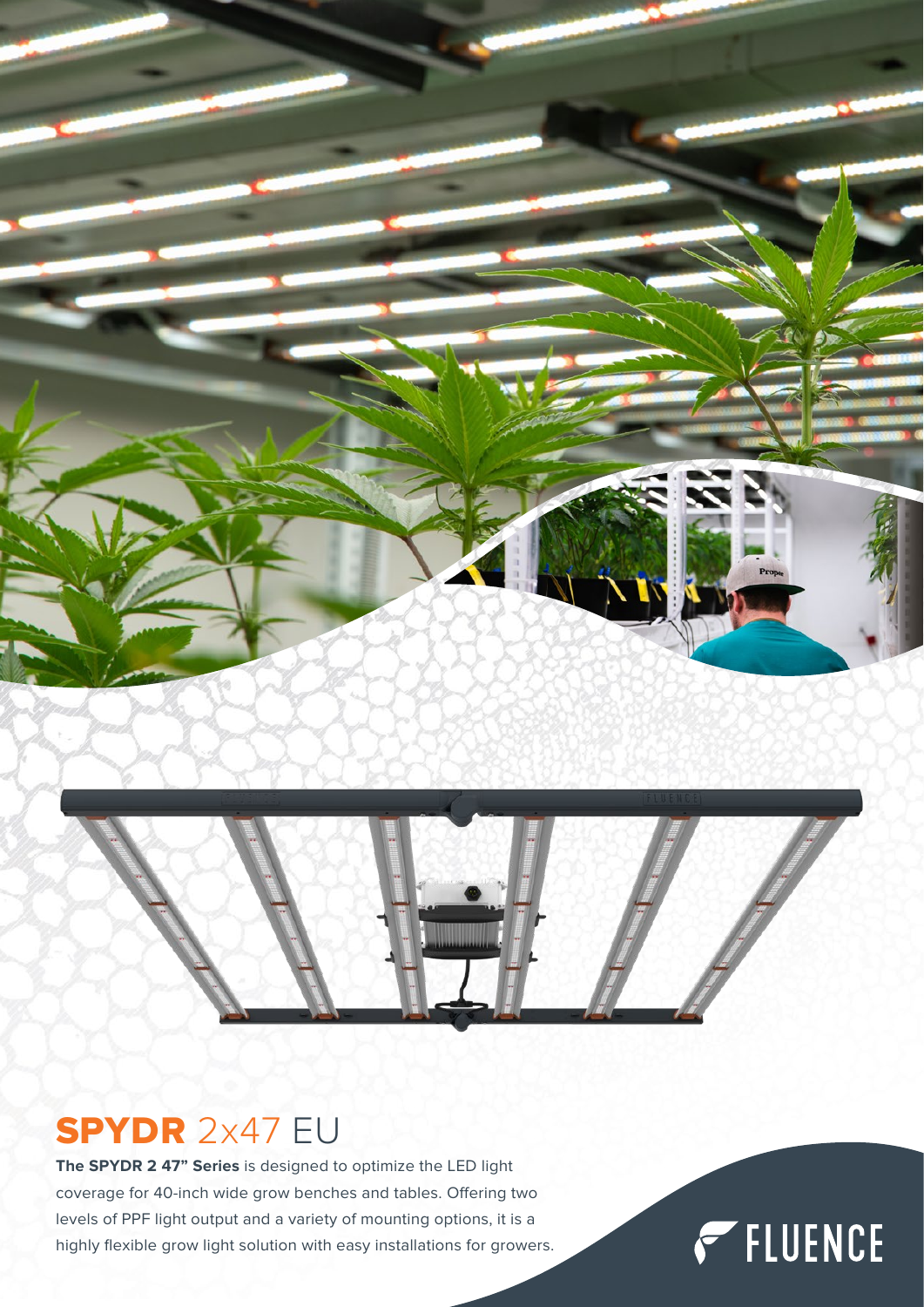# **SPYDR** 2x47 EU

**The SPYDR 2 47" Series** is designed to optimize the LED light coverage for 40-inch wide grow benches and tables. Offering two levels of PPF light output and a variety of mounting options, it is a highly flexible grow light solution with easy installations for growers.

FLUENCE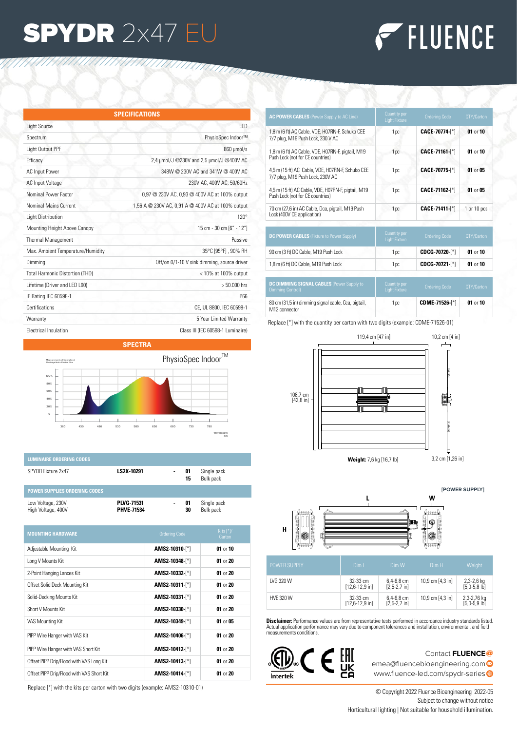# SPYDR 2x47 EU

FLUENCE

| SPECIFICATIONS | |
|---|---|
| Light Source | LED |
| Spectrum | PhysioSpec Indoor™ |
| Light Output PPF | 860 µmol/s |
| Efficacy | 2,4 µmol/J @230V and 2,5 µmol/J @400V AC |
| AC Input Power | 348W @ 230V AC and 341W @ 400V AC |
| AC Input Voltage | 230V AC, 400V AC, 50/60Hz |
| Nominal Power Factor | 0,97 @ 230V AC, 0,93 @ 400V AC at 100% output |
| Nominal Mains Current | 1,56 A @ 230V AC, 0,91 A @ 400V AC at 100% output |
| Light Distribution | 120° |
| Mounting Height Above Canopy | 15 cm - 30 cm [6" - 12"] |
| Thermal Management | Passive |
| Max. Ambient Temperature/Humidity | 35°C [95°F] , 90% RH |
| Dimming | Off/on 0/1-10 V sink dimming, source driver |
| Total Harmonic Distortion (THD) | < 10% at 100% output |
| Lifetime (Driver and LED L90) | > 50.000 hrs |
| IP Rating IEC 60598-1 | IP66 |
| Certifications | CE, UL 8800, IEC 60598-1 |
| Warranty | 5 Year Limited Warranty |
| Electrical Insulation | Class III (IEC 60598-1 Luminaire) |

## SPECTRA

PhysioSpec Indoor™

Measurements of Normalized Photosynthetic Photon Flux

100%
80%
60%
40%
20%
0

360 430 480 530 580 630 680 730 780

Wavelength nm

| LUMINAIRE ORDERING CODES | | | | |
|---|---|---|---|---|
| SPYDR Fixture 2x47 | LS2X-10291 | - | 01<br>15 | Single pack<br>Bulk pack |

| POWER SUPPLIES ORDERING CODES | | | | |
|---|---|---|---|---|
| Low Voltage, 230V<br>High Voltage, 400V | PLVG-71531<br>PHVE-71534 | - | 01<br>30 | Single pack<br>Bulk pack |

| MOUNTING HARDWARE | Ordering Code | Kits [*]/ Carton |
|---|---|---|
| Adjustable Mounting Kit | AMS2-10310-[*] | 01 or 10 |
| Long V Mounts Kit | AMS2-10348-[*] | 01 or 20 |
| 2-Point Hanging Lances Kit | AMS2-10332-[*] | 01 or 20 |
| Offset Solid Deck Mounting Kit | AMS2-10311-[*] | 01 or 20 |
| Solid-Decking Mounts Kit | AMS2-10331-[*] | 01 or 20 |
| Short V Mounts Kit | AMS2-10330-[*] | 01 or 20 |
| VAS Mounting Kit | AMS2-10349-[*] | 01 or 05 |
| PIPP Wire Hanger with VAS Kit | AMS2-10406-[*] | 01 or 20 |
| PIPP Wire Hanger with VAS Short Kit | AMS2-10412-[*] | 01 or 20 |
| Offset PIPP Drip/Flood with VAS Long Kit | AMS2-10413-[*] | 01 or 20 |
| Offset PIPP Drip/Flood with VAS Short Kit | AMS2-10414-[*] | 01 or 20 |

Replace [*] with the kits per carton with two digits (example: AMS2-10310-01)

| AC POWER CABLES (Power Supply to AC Line) | Quantity per Light Fixture | Ordering Code | QTY/Carton |
|---|---|---|---|
| 1,8 m (6 ft) AC Cable, VDE, H07RN-F, Schuko CEE 7/7 plug, M19 Push Lock, 230 V AC | 1 pc | CACE-70774-[*] | 01 or 10 |
| 1,8 m (6 ft) AC Cable, VDE, H07RN-F, pigtail, M19 Push Lock (not for CE countries) | 1 pc | CACE-71161-[*] | 01 or 10 |
| 4,5 m (15 ft) AC Cable, VDE, H07RN-F, Schuko CEE 7/7 plug, M19 Push Lock, 230V AC | 1 pc | CACE-70775-[*] | 01 or 05 |
| 4,5 m (15 ft) AC Cable, VDE, H07RN-F, pigtail, M19 Push Lock (not for CE countries) | 1 pc | CACE-71162-[*] | 01 or 05 |
| 70 cm (27,6 in) AC Cable, Dca, pigtail, M19 Push Lock (400V CE application) | 1 pc | CACE-71411-[*] | 1 or 10 pcs |

| DC POWER CABLES (Fixture to Power Supply) | Quantity per Light Fixture | Ordering Code | QTY/Carton |
|---|---|---|---|
| 90 cm (3 ft) DC Cable, M19 Push Lock | 1 pc | CDCG-70720-[*] | 01 or 10 |
| 1,8 m (6 ft) DC Cable, M19 Push Lock | 1 pc | CDCG-70721-[*] | 01 or 10 |

| DC DIMMING SIGNAL CABLES (Power Supply to Dimming Control) | Quantity per Light Fixture | Ordering Code | QTY/Carton |
|---|---|---|---|
| 80 cm (31,5 in) dimming signal cable, Cca, pigtail, M12 connector | 1 pc | CDME-71526-[*] | 01 or 10 |

Replace [*] with the quantity per carton with two digits (example: CDME-71526-01)

119,4 cm [47 in]
10,2 cm [4 in]
108,7 cm [42,8 in]
**Weight:** 7,6 kg [16,7 lb]
3,2 cm [1,26 in]

[POWER SUPPLY]
L
W
H

| POWER SUPPLY | Dim L | Dim W | Dim H | Weight |
|---|---|---|---|---|
| LVG 320 W | 32-33 cm [12,6-12,9 in] | 6,4-6,8 cm [2,5-2,7 in] | 10,9 cm [4,3 in] | 2,3-2,6 kg [5,0-5,8 lb] |
| HVE 320 W | 32-33 cm [12,6-12,9 in] | 6,4-6,8 cm [2,5-2,7 in] | 10,9 cm [4,3 in] | 2,3-2,76 kg [5,0-5,9 lb] |

**Disclaimer:** Performance values are from representative tests performed in accordance industry standards listed. Actual application performance may vary due to component tolerances and installation, environmental, and field measurements conditions.

Intertek

Contact **FLUENCE**
emea@fluencebioengineering.com
www.fluence-led.com/spydr-series

© Copyright 2022 Fluence Bioengineering 2022-05
Subject to change without notice
Horticultural lighting | Not suitable for household illumination.